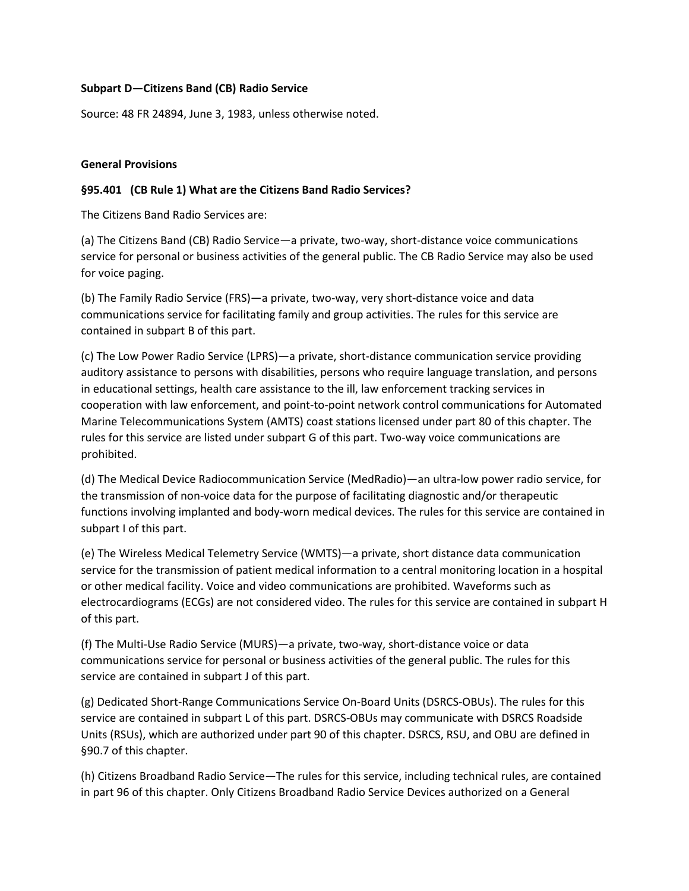**Subpart D—Citizens Band (CB) Radio Service**

Source: 48 FR 24894, June 3, 1983, unless otherwise noted.

**General Provisions**

**§95.401 (CB Rule 1) What are the Citizens Band Radio Services?**

The Citizens Band Radio Services are:

(a) The Citizens Band (CB) Radio Service—a private, two-way, short-distance voice communications service for personal or business activities of the general public. The CB Radio Service may also be used for voice paging.

(b) The Family Radio Service (FRS)—a private, two-way, very short-distance voice and data communications service for facilitating family and group activities. The rules for this service are contained in subpart B of this part.

(c) The Low Power Radio Service (LPRS)—a private, short-distance communication service providing auditory assistance to persons with disabilities, persons who require language translation, and persons in educational settings, health care assistance to the ill, law enforcement tracking services in cooperation with law enforcement, and point-to-point network control communications for Automated Marine Telecommunications System (AMTS) coast stations licensed under part 80 of this chapter. The rules for this service are listed under subpart G of this part. Two-way voice communications are prohibited.

(d) The Medical Device Radiocommunication Service (MedRadio)—an ultra-low power radio service, for the transmission of non-voice data for the purpose of facilitating diagnostic and/or therapeutic functions involving implanted and body-worn medical devices. The rules for this service are contained in subpart I of this part.

(e) The Wireless Medical Telemetry Service (WMTS)—a private, short distance data communication service for the transmission of patient medical information to a central monitoring location in a hospital or other medical facility. Voice and video communications are prohibited. Waveforms such as electrocardiograms (ECGs) are not considered video. The rules for this service are contained in subpart H of this part.

(f) The Multi-Use Radio Service (MURS)—a private, two-way, short-distance voice or data communications service for personal or business activities of the general public. The rules for this service are contained in subpart J of this part.

(g) Dedicated Short-Range Communications Service On-Board Units (DSRCS-OBUs). The rules for this service are contained in subpart L of this part. DSRCS-OBUs may communicate with DSRCS Roadside Units (RSUs), which are authorized under part 90 of this chapter. DSRCS, RSU, and OBU are defined in §90.7 of this chapter.

(h) Citizens Broadband Radio Service—The rules for this service, including technical rules, are contained in part 96 of this chapter. Only Citizens Broadband Radio Service Devices authorized on a General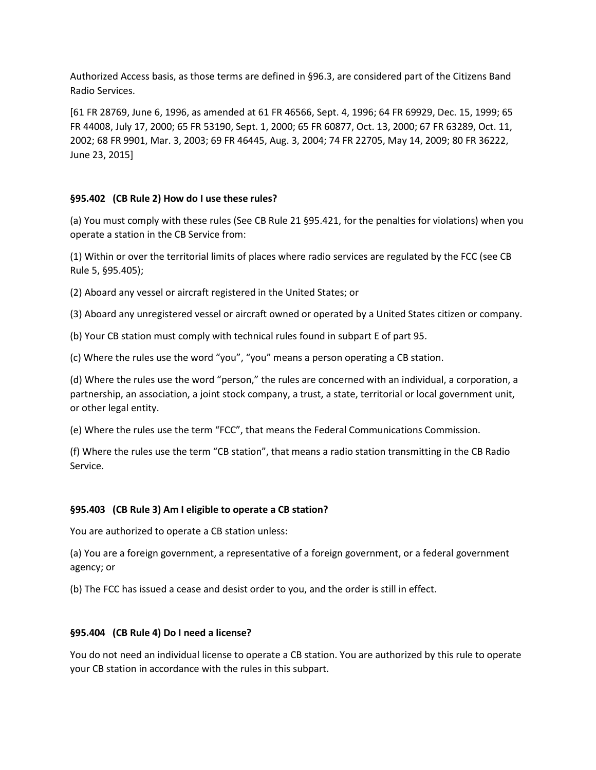Authorized Access basis, as those terms are defined in §96.3, are considered part of the Citizens Band Radio Services.

[61 FR 28769, June 6, 1996, as amended at 61 FR 46566, Sept. 4, 1996; 64 FR 69929, Dec. 15, 1999; 65 FR 44008, July 17, 2000; 65 FR 53190, Sept. 1, 2000; 65 FR 60877, Oct. 13, 2000; 67 FR 63289, Oct. 11, 2002; 68 FR 9901, Mar. 3, 2003; 69 FR 46445, Aug. 3, 2004; 74 FR 22705, May 14, 2009; 80 FR 36222, June 23, 2015]

### §95.402 (CB Rule 2) How do I use these rules?

(a) You must comply with these rules (See CB Rule 21 §95.421, for the penalties for violations) when you operate a station in the CB Service from:

(1) Within or over the territorial limits of places where radio services are regulated by the FCC (see CB Rule 5, §95.405);

(2) Aboard any vessel or aircraft registered in the United States; or

(3) Aboard any unregistered vessel or aircraft owned or operated by a United States citizen or company.

(b) Your CB station must comply with technical rules found in subpart E of part 95.

(c) Where the rules use the word "you", "you" means a person operating a CB station.

(d) Where the rules use the word "person," the rules are concerned with an individual, a corporation, a partnership, an association, a joint stock company, a trust, a state, territorial or local government unit, or other legal entity.

(e) Where the rules use the term "FCC", that means the Federal Communications Commission.

(f) Where the rules use the term "CB station", that means a radio station transmitting in the CB Radio Service.

### §95.403 (CB Rule 3) Am I eligible to operate a CB station?

You are authorized to operate a CB station unless:

(a) You are a foreign government, a representative of a foreign government, or a federal government agency; or

(b) The FCC has issued a cease and desist order to you, and the order is still in effect.

### §95.404 (CB Rule 4) Do I need a license?

You do not need an individual license to operate a CB station. You are authorized by this rule to operate your CB station in accordance with the rules in this subpart.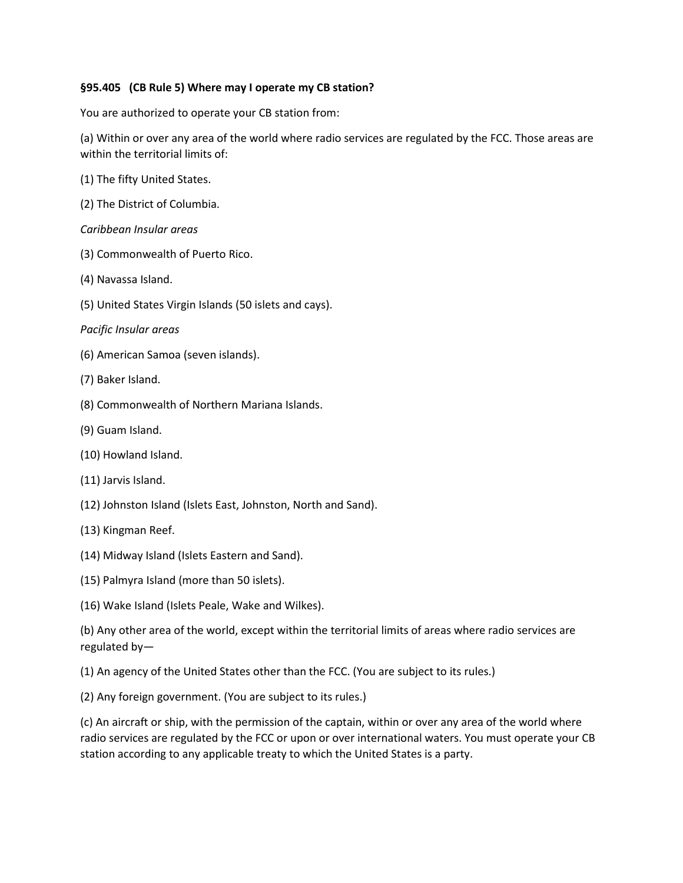**§95.405 (CB Rule 5) Where may I operate my CB station?**

You are authorized to operate your CB station from:

(a) Within or over any area of the world where radio services are regulated by the FCC. Those areas are within the territorial limits of:

(1) The fifty United States.

(2) The District of Columbia.

*Caribbean Insular areas*

(3) Commonwealth of Puerto Rico.

(4) Navassa Island.

(5) United States Virgin Islands (50 islets and cays).

*Pacific Insular areas*

(6) American Samoa (seven islands).

(7) Baker Island.

(8) Commonwealth of Northern Mariana Islands.

(9) Guam Island.

(10) Howland Island.

(11) Jarvis Island.

(12) Johnston Island (Islets East, Johnston, North and Sand).

(13) Kingman Reef.

(14) Midway Island (Islets Eastern and Sand).

(15) Palmyra Island (more than 50 islets).

(16) Wake Island (Islets Peale, Wake and Wilkes).

(b) Any other area of the world, except within the territorial limits of areas where radio services are regulated by—

(1) An agency of the United States other than the FCC. (You are subject to its rules.)

(2) Any foreign government. (You are subject to its rules.)

(c) An aircraft or ship, with the permission of the captain, within or over any area of the world where radio services are regulated by the FCC or upon or over international waters. You must operate your CB station according to any applicable treaty to which the United States is a party.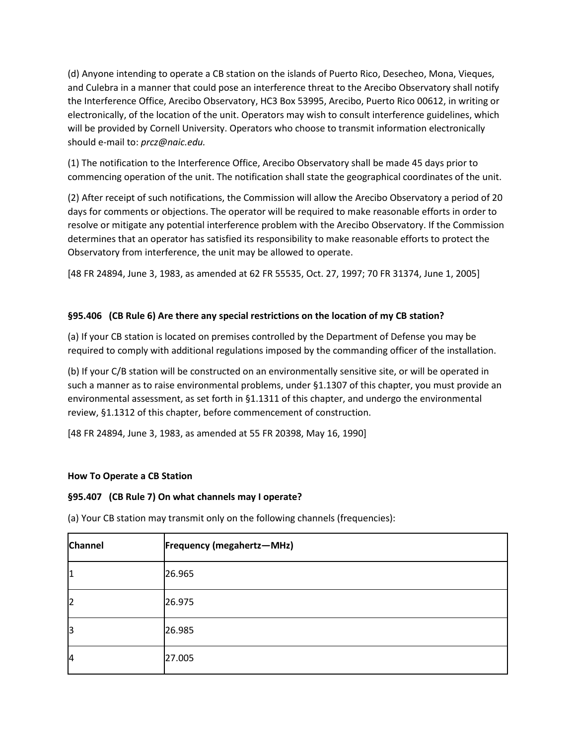(d) Anyone intending to operate a CB station on the islands of Puerto Rico, Desecheo, Mona, Vieques, and Culebra in a manner that could pose an interference threat to the Arecibo Observatory shall notify the Interference Office, Arecibo Observatory, HC3 Box 53995, Arecibo, Puerto Rico 00612, in writing or electronically, of the location of the unit. Operators may wish to consult interference guidelines, which will be provided by Cornell University. Operators who choose to transmit information electronically should e-mail to: *prcz@naic.edu.*

(1) The notification to the Interference Office, Arecibo Observatory shall be made 45 days prior to commencing operation of the unit. The notification shall state the geographical coordinates of the unit.

(2) After receipt of such notifications, the Commission will allow the Arecibo Observatory a period of 20 days for comments or objections. The operator will be required to make reasonable efforts in order to resolve or mitigate any potential interference problem with the Arecibo Observatory. If the Commission determines that an operator has satisfied its responsibility to make reasonable efforts to protect the Observatory from interference, the unit may be allowed to operate.

[48 FR 24894, June 3, 1983, as amended at 62 FR 55535, Oct. 27, 1997; 70 FR 31374, June 1, 2005]

### §95.406 (CB Rule 6) Are there any special restrictions on the location of my CB station?

(a) If your CB station is located on premises controlled by the Department of Defense you may be required to comply with additional regulations imposed by the commanding officer of the installation.

(b) If your C/B station will be constructed on an environmentally sensitive site, or will be operated in such a manner as to raise environmental problems, under §1.1307 of this chapter, you must provide an environmental assessment, as set forth in §1.1311 of this chapter, and undergo the environmental review, §1.1312 of this chapter, before commencement of construction.

[48 FR 24894, June 3, 1983, as amended at 55 FR 20398, May 16, 1990]

## How To Operate a CB Station

### §95.407 (CB Rule 7) On what channels may I operate?

(a) Your CB station may transmit only on the following channels (frequencies):

| Channel | Frequency (megahertz—MHz) |
|---|---|
| 1 | 26.965 |
| 2 | 26.975 |
| 3 | 26.985 |
| 4 | 27.005 |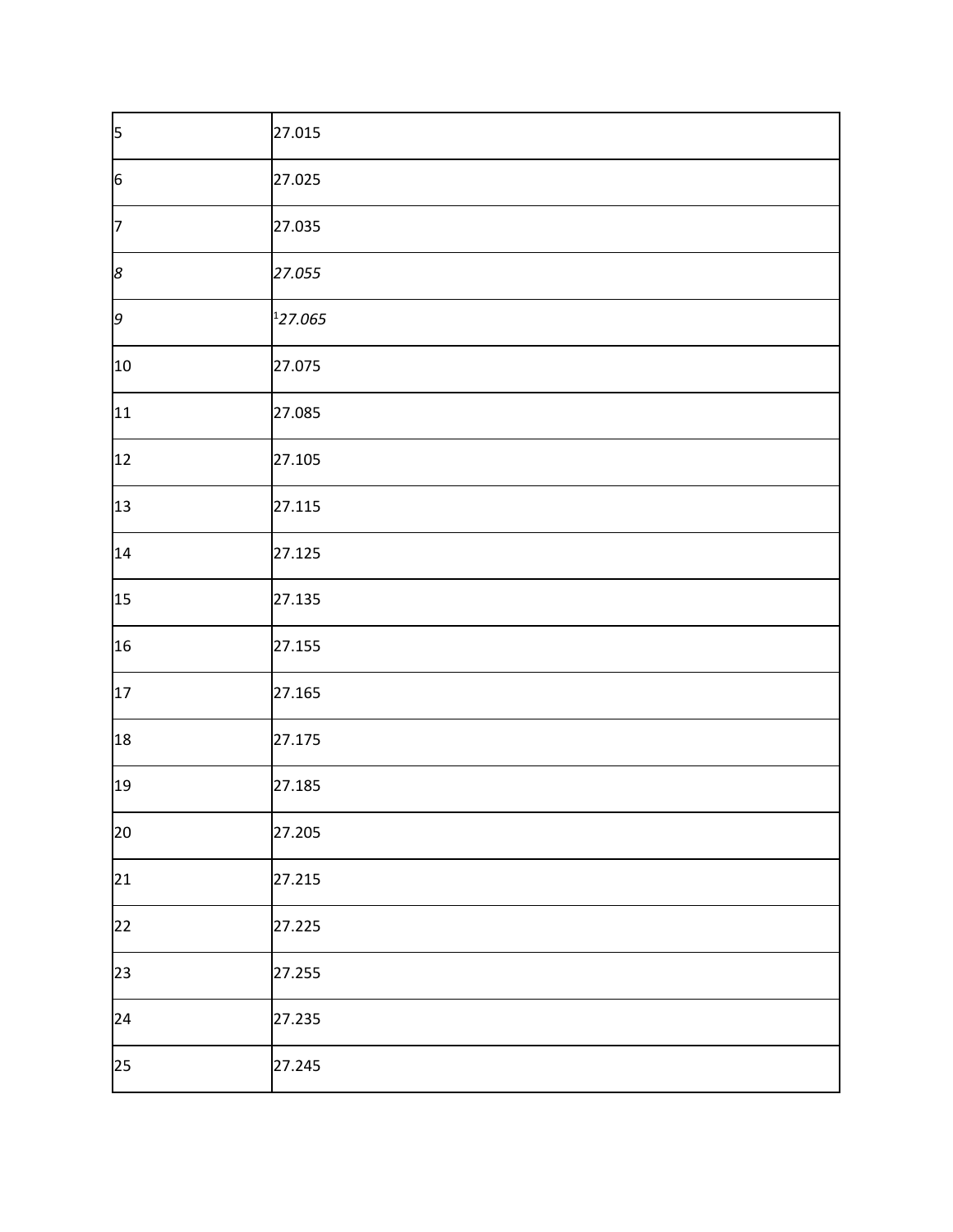| | |
|---|---|
| 5 | 27.015 |
| 6 | 27.025 |
| 7 | 27.035 |
| *8* | *27.055* |
| *9* | [1]*27.065* |
| 10 | 27.075 |
| 11 | 27.085 |
| 12 | 27.105 |
| 13 | 27.115 |
| 14 | 27.125 |
| 15 | 27.135 |
| 16 | 27.155 |
| 17 | 27.165 |
| 18 | 27.175 |
| 19 | 27.185 |
| 20 | 27.205 |
| 21 | 27.215 |
| 22 | 27.225 |
| 23 | 27.255 |
| 24 | 27.235 |
| 25 | 27.245 |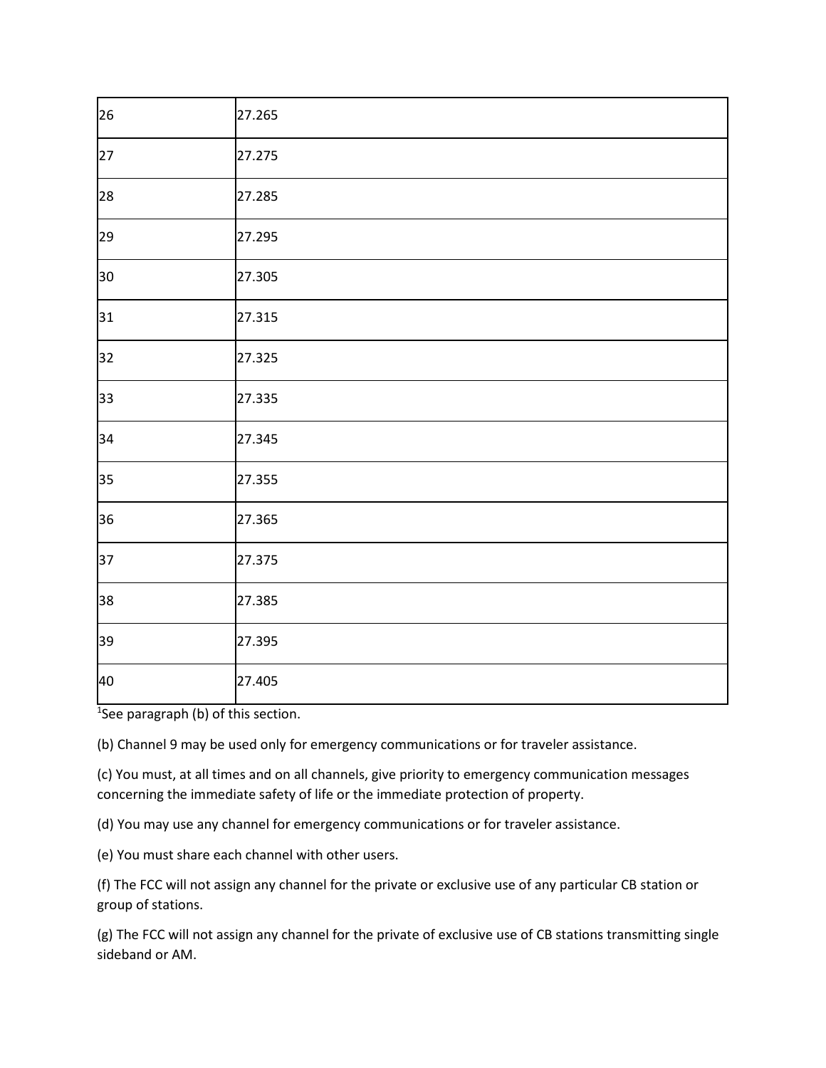| | |
|---|---|
| 26 | 27.265 |
| 27 | 27.275 |
| 28 | 27.285 |
| 29 | 27.295 |
| 30 | 27.305 |
| 31 | 27.315 |
| 32 | 27.325 |
| 33 | 27.335 |
| 34 | 27.345 |
| 35 | 27.355 |
| 36 | 27.365 |
| 37 | 27.375 |
| 38 | 27.385 |
| 39 | 27.395 |
| 40 | 27.405 |

[1]See paragraph (b) of this section.

(b) Channel 9 may be used only for emergency communications or for traveler assistance.

(c) You must, at all times and on all channels, give priority to emergency communication messages concerning the immediate safety of life or the immediate protection of property.

(d) You may use any channel for emergency communications or for traveler assistance.

(e) You must share each channel with other users.

(f) The FCC will not assign any channel for the private or exclusive use of any particular CB station or group of stations.

(g) The FCC will not assign any channel for the private of exclusive use of CB stations transmitting single sideband or AM.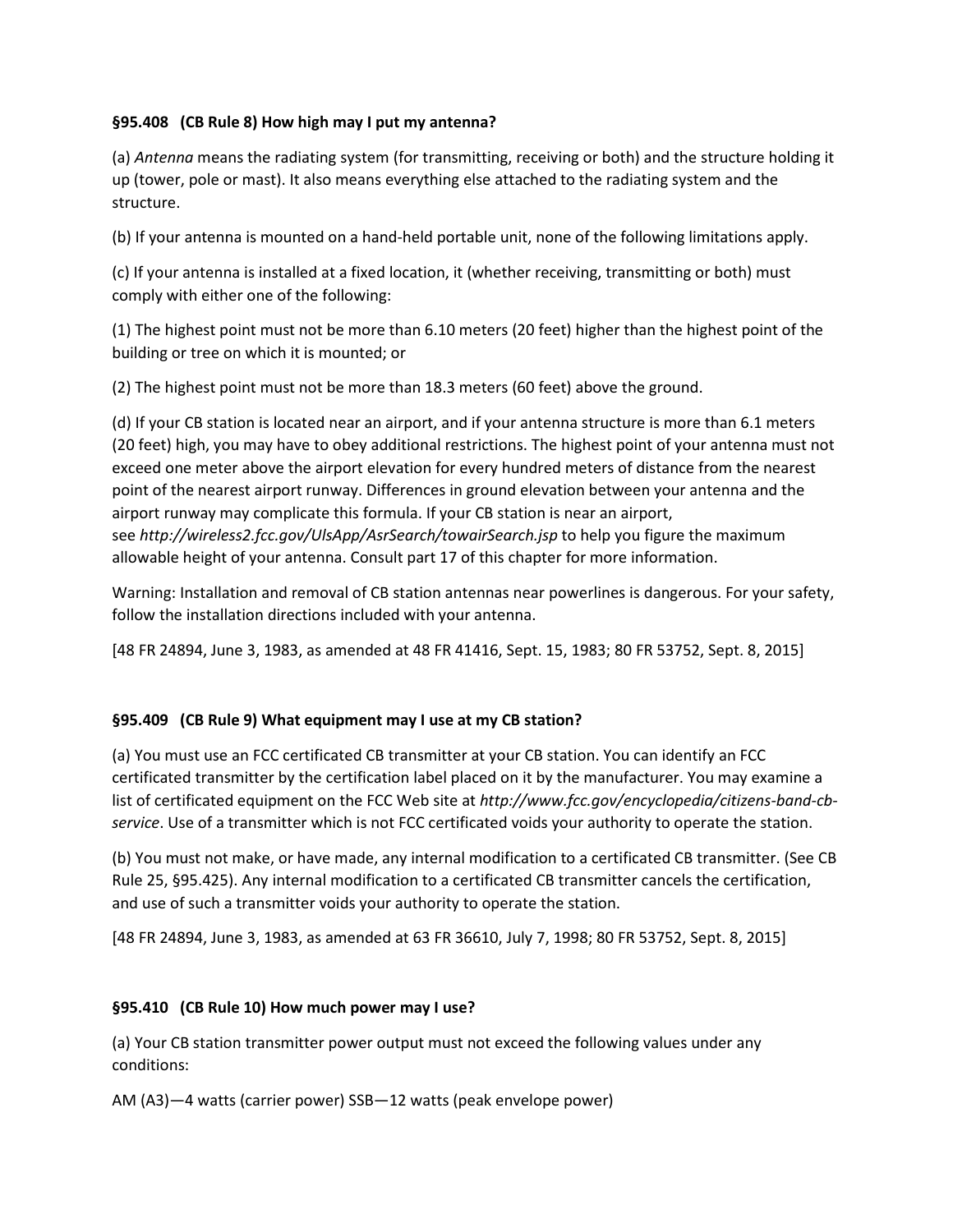**§95.408 (CB Rule 8) How high may I put my antenna?**

(a) *Antenna* means the radiating system (for transmitting, receiving or both) and the structure holding it up (tower, pole or mast). It also means everything else attached to the radiating system and the structure.

(b) If your antenna is mounted on a hand-held portable unit, none of the following limitations apply.

(c) If your antenna is installed at a fixed location, it (whether receiving, transmitting or both) must comply with either one of the following:

(1) The highest point must not be more than 6.10 meters (20 feet) higher than the highest point of the building or tree on which it is mounted; or

(2) The highest point must not be more than 18.3 meters (60 feet) above the ground.

(d) If your CB station is located near an airport, and if your antenna structure is more than 6.1 meters (20 feet) high, you may have to obey additional restrictions. The highest point of your antenna must not exceed one meter above the airport elevation for every hundred meters of distance from the nearest point of the nearest airport runway. Differences in ground elevation between your antenna and the airport runway may complicate this formula. If your CB station is near an airport, see *http://wireless2.fcc.gov/UlsApp/AsrSearch/towairSearch.jsp* to help you figure the maximum allowable height of your antenna. Consult part 17 of this chapter for more information.

Warning: Installation and removal of CB station antennas near powerlines is dangerous. For your safety, follow the installation directions included with your antenna.

[48 FR 24894, June 3, 1983, as amended at 48 FR 41416, Sept. 15, 1983; 80 FR 53752, Sept. 8, 2015]

**§95.409 (CB Rule 9) What equipment may I use at my CB station?**

(a) You must use an FCC certificated CB transmitter at your CB station. You can identify an FCC certificated transmitter by the certification label placed on it by the manufacturer. You may examine a list of certificated equipment on the FCC Web site at *http://www.fcc.gov/encyclopedia/citizens-band-cb-service*. Use of a transmitter which is not FCC certificated voids your authority to operate the station.

(b) You must not make, or have made, any internal modification to a certificated CB transmitter. (See CB Rule 25, §95.425). Any internal modification to a certificated CB transmitter cancels the certification, and use of such a transmitter voids your authority to operate the station.

[48 FR 24894, June 3, 1983, as amended at 63 FR 36610, July 7, 1998; 80 FR 53752, Sept. 8, 2015]

**§95.410 (CB Rule 10) How much power may I use?**

(a) Your CB station transmitter power output must not exceed the following values under any conditions:

AM (A3)—4 watts (carrier power) SSB—12 watts (peak envelope power)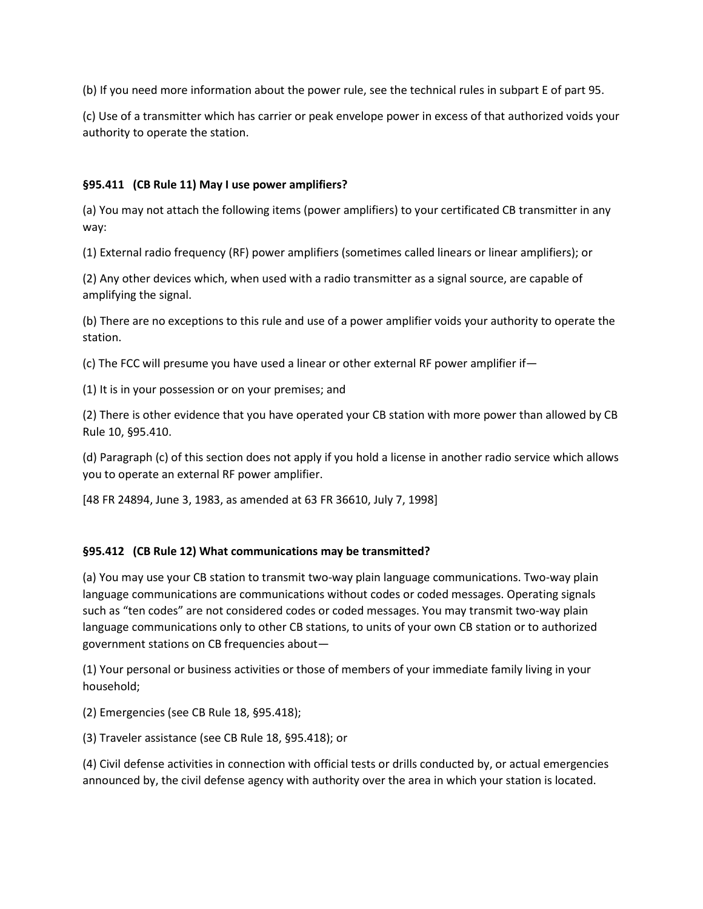(b) If you need more information about the power rule, see the technical rules in subpart E of part 95.

(c) Use of a transmitter which has carrier or peak envelope power in excess of that authorized voids your authority to operate the station.

### §95.411 (CB Rule 11) May I use power amplifiers?

(a) You may not attach the following items (power amplifiers) to your certificated CB transmitter in any way:

(1) External radio frequency (RF) power amplifiers (sometimes called linears or linear amplifiers); or

(2) Any other devices which, when used with a radio transmitter as a signal source, are capable of amplifying the signal.

(b) There are no exceptions to this rule and use of a power amplifier voids your authority to operate the station.

(c) The FCC will presume you have used a linear or other external RF power amplifier if—

(1) It is in your possession or on your premises; and

(2) There is other evidence that you have operated your CB station with more power than allowed by CB Rule 10, §95.410.

(d) Paragraph (c) of this section does not apply if you hold a license in another radio service which allows you to operate an external RF power amplifier.

[48 FR 24894, June 3, 1983, as amended at 63 FR 36610, July 7, 1998]

### §95.412 (CB Rule 12) What communications may be transmitted?

(a) You may use your CB station to transmit two-way plain language communications. Two-way plain language communications are communications without codes or coded messages. Operating signals such as "ten codes" are not considered codes or coded messages. You may transmit two-way plain language communications only to other CB stations, to units of your own CB station or to authorized government stations on CB frequencies about—

(1) Your personal or business activities or those of members of your immediate family living in your household;

(2) Emergencies (see CB Rule 18, §95.418);

(3) Traveler assistance (see CB Rule 18, §95.418); or

(4) Civil defense activities in connection with official tests or drills conducted by, or actual emergencies announced by, the civil defense agency with authority over the area in which your station is located.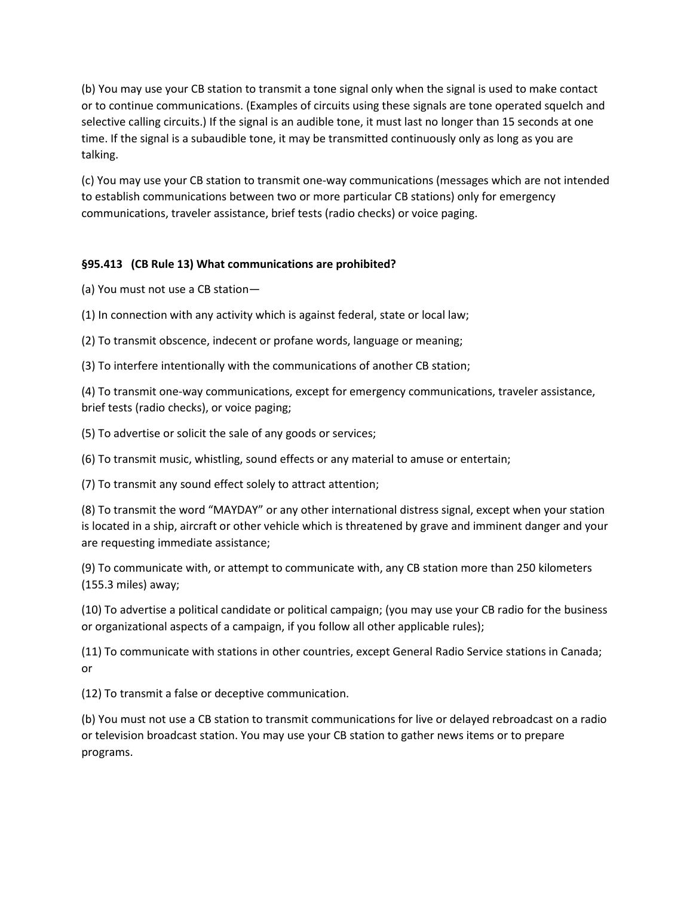(b) You may use your CB station to transmit a tone signal only when the signal is used to make contact or to continue communications. (Examples of circuits using these signals are tone operated squelch and selective calling circuits.) If the signal is an audible tone, it must last no longer than 15 seconds at one time. If the signal is a subaudible tone, it may be transmitted continuously only as long as you are talking.

(c) You may use your CB station to transmit one-way communications (messages which are not intended to establish communications between two or more particular CB stations) only for emergency communications, traveler assistance, brief tests (radio checks) or voice paging.

### §95.413 (CB Rule 13) What communications are prohibited?

(a) You must not use a CB station—

(1) In connection with any activity which is against federal, state or local law;

(2) To transmit obscence, indecent or profane words, language or meaning;

(3) To interfere intentionally with the communications of another CB station;

(4) To transmit one-way communications, except for emergency communications, traveler assistance, brief tests (radio checks), or voice paging;

(5) To advertise or solicit the sale of any goods or services;

(6) To transmit music, whistling, sound effects or any material to amuse or entertain;

(7) To transmit any sound effect solely to attract attention;

(8) To transmit the word “MAYDAY” or any other international distress signal, except when your station is located in a ship, aircraft or other vehicle which is threatened by grave and imminent danger and your are requesting immediate assistance;

(9) To communicate with, or attempt to communicate with, any CB station more than 250 kilometers (155.3 miles) away;

(10) To advertise a political candidate or political campaign; (you may use your CB radio for the business or organizational aspects of a campaign, if you follow all other applicable rules);

(11) To communicate with stations in other countries, except General Radio Service stations in Canada; or

(12) To transmit a false or deceptive communication.

(b) You must not use a CB station to transmit communications for live or delayed rebroadcast on a radio or television broadcast station. You may use your CB station to gather news items or to prepare programs.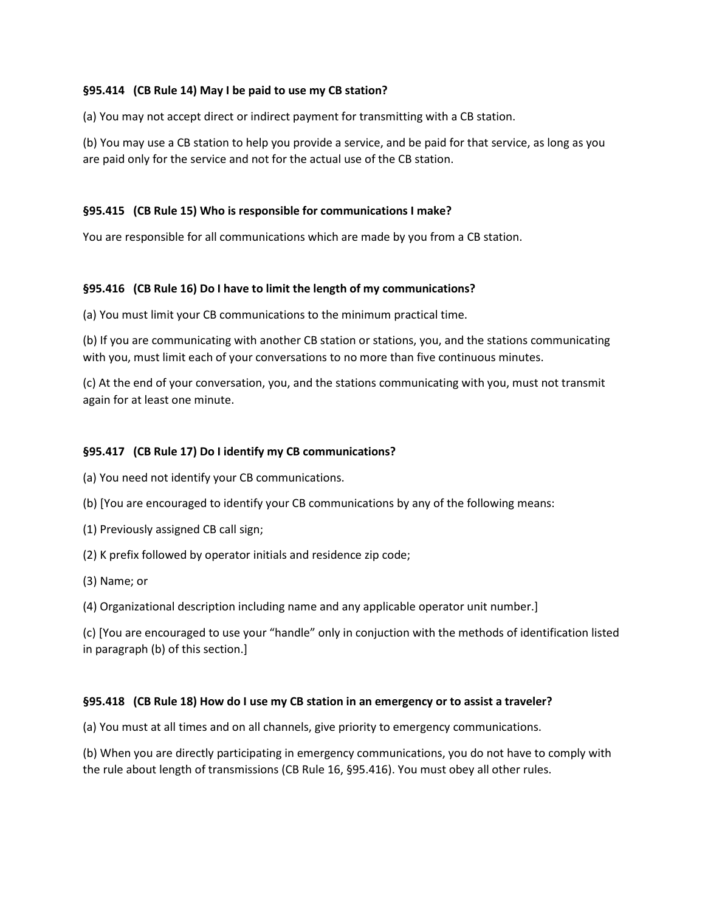### §95.414 (CB Rule 14) May I be paid to use my CB station?

(a) You may not accept direct or indirect payment for transmitting with a CB station.

(b) You may use a CB station to help you provide a service, and be paid for that service, as long as you are paid only for the service and not for the actual use of the CB station.

### §95.415 (CB Rule 15) Who is responsible for communications I make?

You are responsible for all communications which are made by you from a CB station.

### §95.416 (CB Rule 16) Do I have to limit the length of my communications?

(a) You must limit your CB communications to the minimum practical time.

(b) If you are communicating with another CB station or stations, you, and the stations communicating with you, must limit each of your conversations to no more than five continuous minutes.

(c) At the end of your conversation, you, and the stations communicating with you, must not transmit again for at least one minute.

### §95.417 (CB Rule 17) Do I identify my CB communications?

(a) You need not identify your CB communications.

(b) [You are encouraged to identify your CB communications by any of the following means:

(1) Previously assigned CB call sign;

(2) K prefix followed by operator initials and residence zip code;

(3) Name; or

(4) Organizational description including name and any applicable operator unit number.]

(c) [You are encouraged to use your "handle" only in conjuction with the methods of identification listed in paragraph (b) of this section.]

### §95.418 (CB Rule 18) How do I use my CB station in an emergency or to assist a traveler?

(a) You must at all times and on all channels, give priority to emergency communications.

(b) When you are directly participating in emergency communications, you do not have to comply with the rule about length of transmissions (CB Rule 16, §95.416). You must obey all other rules.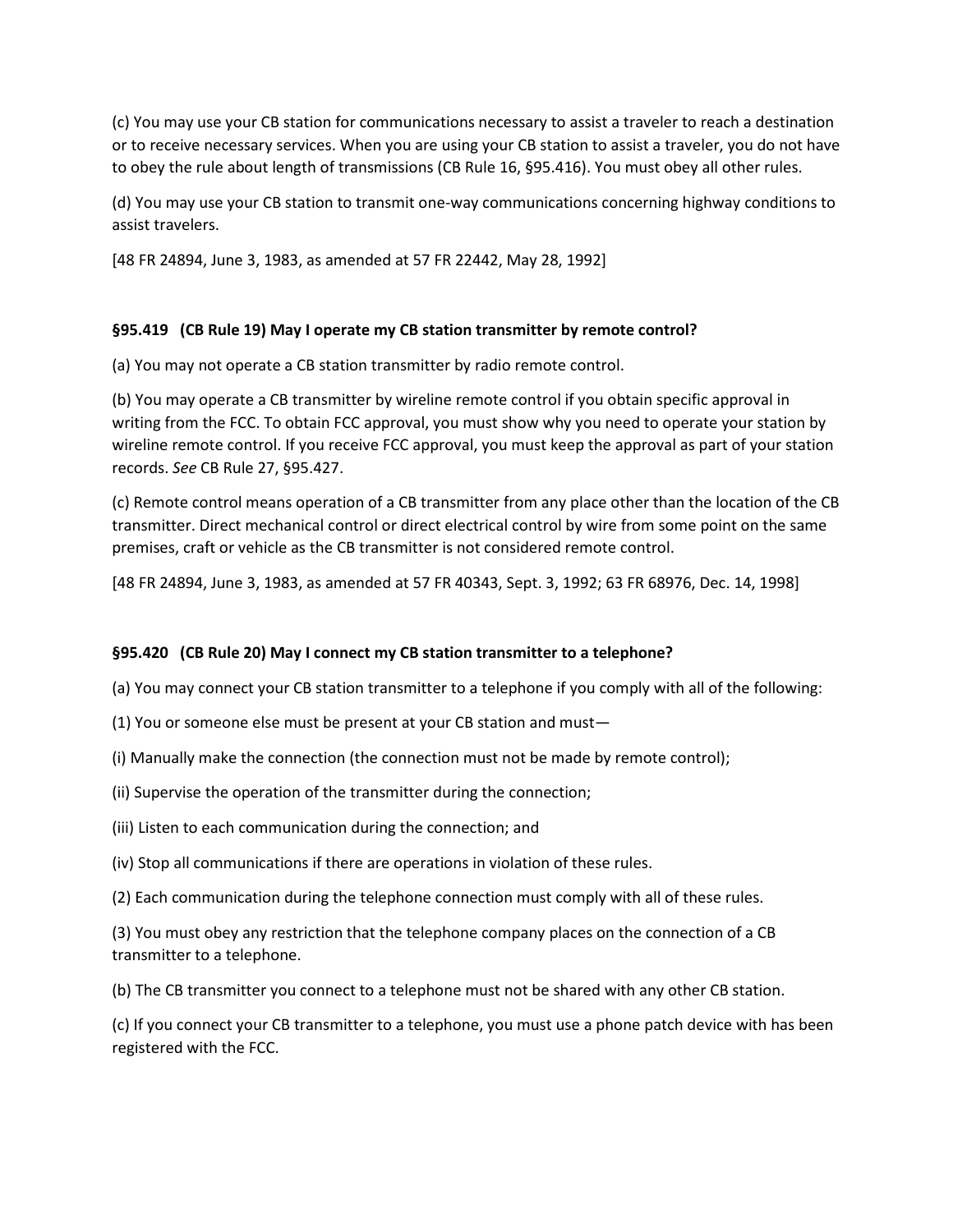(c) You may use your CB station for communications necessary to assist a traveler to reach a destination or to receive necessary services. When you are using your CB station to assist a traveler, you do not have to obey the rule about length of transmissions (CB Rule 16, §95.416). You must obey all other rules.

(d) You may use your CB station to transmit one-way communications concerning highway conditions to assist travelers.

[48 FR 24894, June 3, 1983, as amended at 57 FR 22442, May 28, 1992]

### §95.419 (CB Rule 19) May I operate my CB station transmitter by remote control?

(a) You may not operate a CB station transmitter by radio remote control.

(b) You may operate a CB transmitter by wireline remote control if you obtain specific approval in writing from the FCC. To obtain FCC approval, you must show why you need to operate your station by wireline remote control. If you receive FCC approval, you must keep the approval as part of your station records. *See* CB Rule 27, §95.427.

(c) Remote control means operation of a CB transmitter from any place other than the location of the CB transmitter. Direct mechanical control or direct electrical control by wire from some point on the same premises, craft or vehicle as the CB transmitter is not considered remote control.

[48 FR 24894, June 3, 1983, as amended at 57 FR 40343, Sept. 3, 1992; 63 FR 68976, Dec. 14, 1998]

### §95.420 (CB Rule 20) May I connect my CB station transmitter to a telephone?

(a) You may connect your CB station transmitter to a telephone if you comply with all of the following:

(1) You or someone else must be present at your CB station and must—

(i) Manually make the connection (the connection must not be made by remote control);

(ii) Supervise the operation of the transmitter during the connection;

(iii) Listen to each communication during the connection; and

(iv) Stop all communications if there are operations in violation of these rules.

(2) Each communication during the telephone connection must comply with all of these rules.

(3) You must obey any restriction that the telephone company places on the connection of a CB transmitter to a telephone.

(b) The CB transmitter you connect to a telephone must not be shared with any other CB station.

(c) If you connect your CB transmitter to a telephone, you must use a phone patch device with has been registered with the FCC.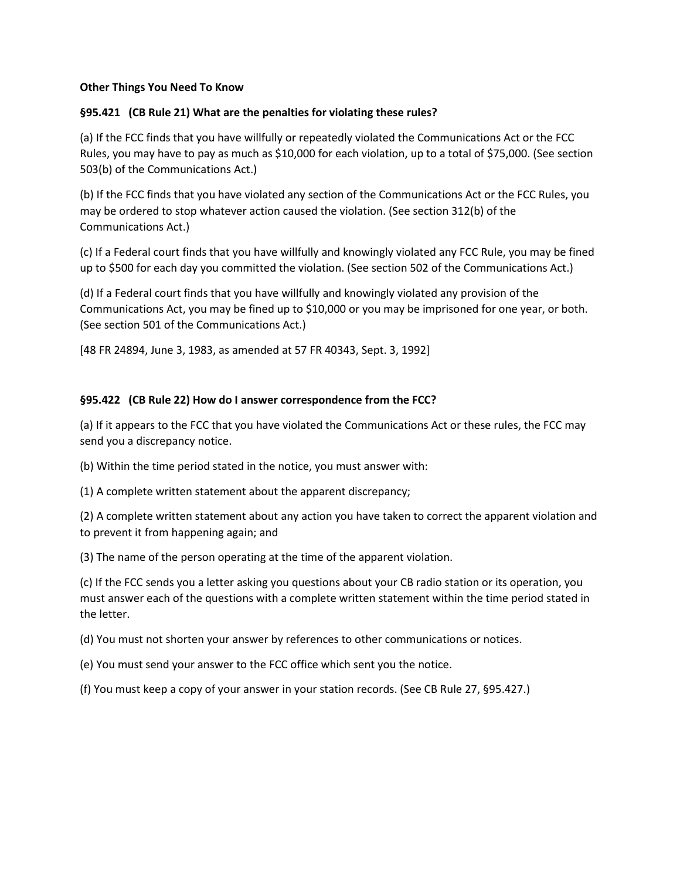**Other Things You Need To Know**

**§95.421 (CB Rule 21) What are the penalties for violating these rules?**

(a) If the FCC finds that you have willfully or repeatedly violated the Communications Act or the FCC Rules, you may have to pay as much as $10,000 for each violation, up to a total of $75,000. (See section 503(b) of the Communications Act.)

(b) If the FCC finds that you have violated any section of the Communications Act or the FCC Rules, you may be ordered to stop whatever action caused the violation. (See section 312(b) of the Communications Act.)

(c) If a Federal court finds that you have willfully and knowingly violated any FCC Rule, you may be fined up to $500 for each day you committed the violation. (See section 502 of the Communications Act.)

(d) If a Federal court finds that you have willfully and knowingly violated any provision of the Communications Act, you may be fined up to $10,000 or you may be imprisoned for one year, or both. (See section 501 of the Communications Act.)

[48 FR 24894, June 3, 1983, as amended at 57 FR 40343, Sept. 3, 1992]

**§95.422 (CB Rule 22) How do I answer correspondence from the FCC?**

(a) If it appears to the FCC that you have violated the Communications Act or these rules, the FCC may send you a discrepancy notice.

(b) Within the time period stated in the notice, you must answer with:

(1) A complete written statement about the apparent discrepancy;

(2) A complete written statement about any action you have taken to correct the apparent violation and to prevent it from happening again; and

(3) The name of the person operating at the time of the apparent violation.

(c) If the FCC sends you a letter asking you questions about your CB radio station or its operation, you must answer each of the questions with a complete written statement within the time period stated in the letter.

(d) You must not shorten your answer by references to other communications or notices.

(e) You must send your answer to the FCC office which sent you the notice.

(f) You must keep a copy of your answer in your station records. (See CB Rule 27, §95.427.)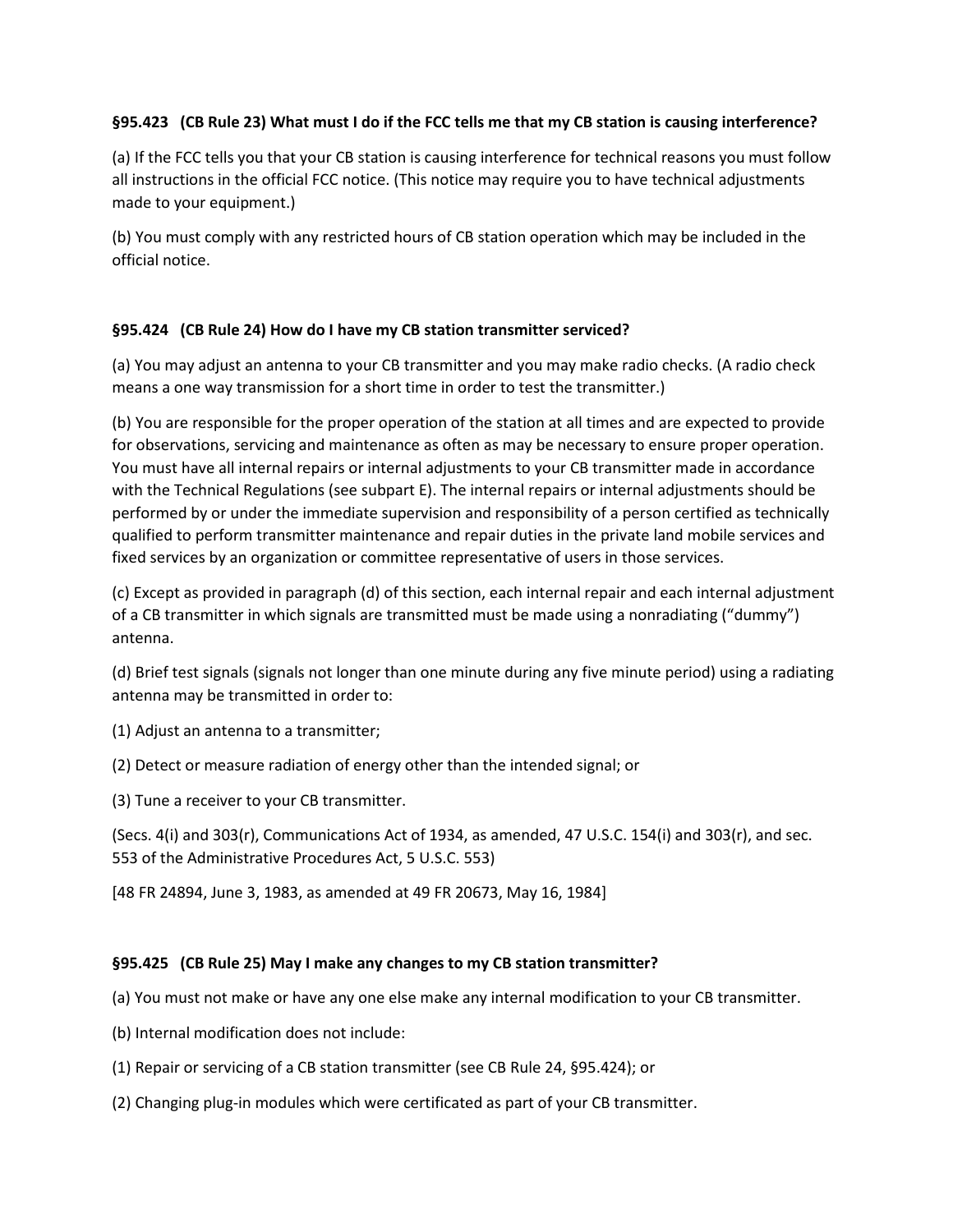### §95.423 (CB Rule 23) What must I do if the FCC tells me that my CB station is causing interference?

(a) If the FCC tells you that your CB station is causing interference for technical reasons you must follow all instructions in the official FCC notice. (This notice may require you to have technical adjustments made to your equipment.)

(b) You must comply with any restricted hours of CB station operation which may be included in the official notice.

### §95.424 (CB Rule 24) How do I have my CB station transmitter serviced?

(a) You may adjust an antenna to your CB transmitter and you may make radio checks. (A radio check means a one way transmission for a short time in order to test the transmitter.)

(b) You are responsible for the proper operation of the station at all times and are expected to provide for observations, servicing and maintenance as often as may be necessary to ensure proper operation. You must have all internal repairs or internal adjustments to your CB transmitter made in accordance with the Technical Regulations (see subpart E). The internal repairs or internal adjustments should be performed by or under the immediate supervision and responsibility of a person certified as technically qualified to perform transmitter maintenance and repair duties in the private land mobile services and fixed services by an organization or committee representative of users in those services.

(c) Except as provided in paragraph (d) of this section, each internal repair and each internal adjustment of a CB transmitter in which signals are transmitted must be made using a nonradiating ("dummy") antenna.

(d) Brief test signals (signals not longer than one minute during any five minute period) using a radiating antenna may be transmitted in order to:

(1) Adjust an antenna to a transmitter;

(2) Detect or measure radiation of energy other than the intended signal; or

(3) Tune a receiver to your CB transmitter.

(Secs. 4(i) and 303(r), Communications Act of 1934, as amended, 47 U.S.C. 154(i) and 303(r), and sec. 553 of the Administrative Procedures Act, 5 U.S.C. 553)

[48 FR 24894, June 3, 1983, as amended at 49 FR 20673, May 16, 1984]

### §95.425 (CB Rule 25) May I make any changes to my CB station transmitter?

(a) You must not make or have any one else make any internal modification to your CB transmitter.

(b) Internal modification does not include:

(1) Repair or servicing of a CB station transmitter (see CB Rule 24, §95.424); or

(2) Changing plug-in modules which were certificated as part of your CB transmitter.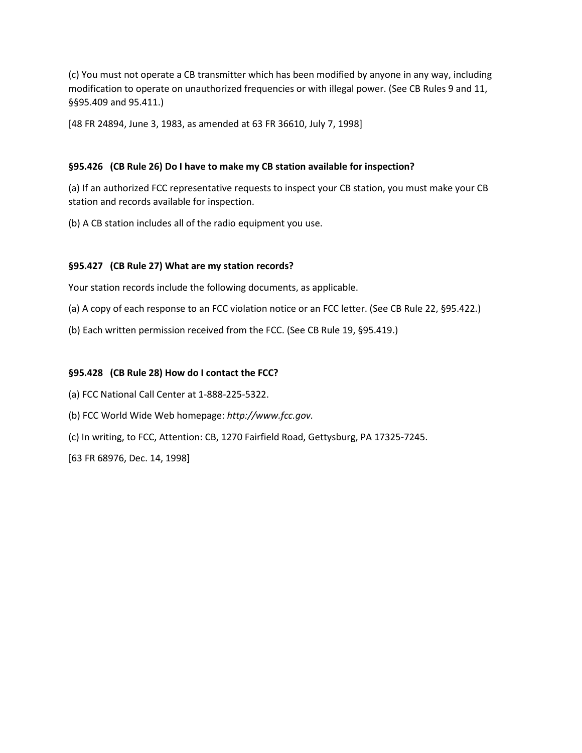(c) You must not operate a CB transmitter which has been modified by anyone in any way, including modification to operate on unauthorized frequencies or with illegal power. (See CB Rules 9 and 11, §§95.409 and 95.411.)

[48 FR 24894, June 3, 1983, as amended at 63 FR 36610, July 7, 1998]

### §95.426 (CB Rule 26) Do I have to make my CB station available for inspection?

(a) If an authorized FCC representative requests to inspect your CB station, you must make your CB station and records available for inspection.

(b) A CB station includes all of the radio equipment you use.

### §95.427 (CB Rule 27) What are my station records?

Your station records include the following documents, as applicable.

(a) A copy of each response to an FCC violation notice or an FCC letter. (See CB Rule 22, §95.422.)

(b) Each written permission received from the FCC. (See CB Rule 19, §95.419.)

### §95.428 (CB Rule 28) How do I contact the FCC?

(a) FCC National Call Center at 1-888-225-5322.

(b) FCC World Wide Web homepage: *http://www.fcc.gov.*

(c) In writing, to FCC, Attention: CB, 1270 Fairfield Road, Gettysburg, PA 17325-7245.

[63 FR 68976, Dec. 14, 1998]